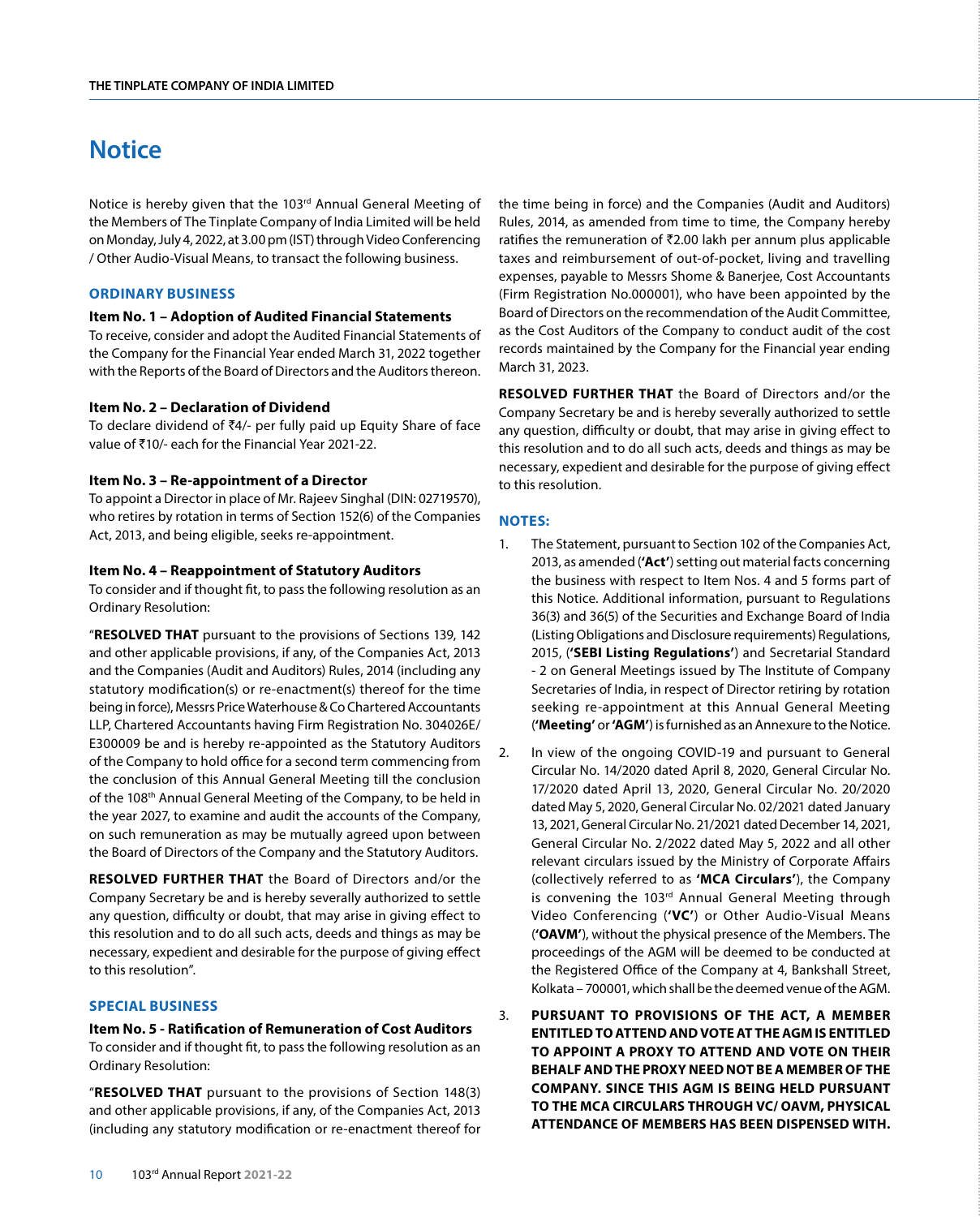# Notice

Notice is hereby given that the 103rd Annual General Meeting of the Members of The Tinplate Company of India Limited will be held on Monday, July 4, 2022, at 3.00 pm (IST) through Video Conferencing / Other Audio-Visual Means, to transact the following business.

## ORDINARY BUSINESS

### Item No. 1 – Adoption of Audited Financial Statements

To receive, consider and adopt the Audited Financial Statements of the Company for the Financial Year ended March 31, 2022 together with the Reports of the Board of Directors and the Auditors thereon.

### Item No. 2 – Declaration of Dividend

To declare dividend of ₹4/- per fully paid up Equity Share of face value of ₹10/- each for the Financial Year 2021-22.

### Item No. 3 – Re-appointment of a Director

To appoint a Director in place of Mr. Rajeev Singhal (DIN: 02719570), who retires by rotation in terms of Section 152(6) of the Companies Act, 2013, and being eligible, seeks re-appointment.

### Item No. 4 – Reappointment of Statutory Auditors

To consider and if thought fit, to pass the following resolution as an Ordinary Resolution:

"**RESOLVED THAT** pursuant to the provisions of Sections 139, 142 and other applicable provisions, if any, of the Companies Act, 2013 and the Companies (Audit and Auditors) Rules, 2014 (including any statutory modification(s) or re-enactment(s) thereof for the time being in force), Messrs Price Waterhouse & Co Chartered Accountants LLP, Chartered Accountants having Firm Registration No. 304026E/ E300009 be and is hereby re-appointed as the Statutory Auditors of the Company to hold office for a second term commencing from the conclusion of this Annual General Meeting till the conclusion of the 108th Annual General Meeting of the Company, to be held in the year 2027, to examine and audit the accounts of the Company, on such remuneration as may be mutually agreed upon between the Board of Directors of the Company and the Statutory Auditors.

**RESOLVED FURTHER THAT** the Board of Directors and/or the Company Secretary be and is hereby severally authorized to settle any question, difficulty or doubt, that may arise in giving effect to this resolution and to do all such acts, deeds and things as may be necessary, expedient and desirable for the purpose of giving effect to this resolution".

## SPECIAL BUSINESS

### Item No. 5 - Ratification of Remuneration of Cost Auditors

To consider and if thought fit, to pass the following resolution as an Ordinary Resolution:

"**RESOLVED THAT** pursuant to the provisions of Section 148(3) and other applicable provisions, if any, of the Companies Act, 2013 (including any statutory modification or re-enactment thereof for the time being in force) and the Companies (Audit and Auditors) Rules, 2014, as amended from time to time, the Company hereby ratifies the remuneration of ₹2.00 lakh per annum plus applicable taxes and reimbursement of out-of-pocket, living and travelling expenses, payable to Messrs Shome & Banerjee, Cost Accountants (Firm Registration No.000001), who have been appointed by the Board of Directors on the recommendation of the Audit Committee, as the Cost Auditors of the Company to conduct audit of the cost records maintained by the Company for the Financial year ending March 31, 2023.

**RESOLVED FURTHER THAT** the Board of Directors and/or the Company Secretary be and is hereby severally authorized to settle any question, difficulty or doubt, that may arise in giving effect to this resolution and to do all such acts, deeds and things as may be necessary, expedient and desirable for the purpose of giving effect to this resolution.

## NOTES:

1. The Statement, pursuant to Section 102 of the Companies Act, 2013, as amended ('**Act**') setting out material facts concerning the business with respect to Item Nos. 4 and 5 forms part of this Notice. Additional information, pursuant to Regulations 36(3) and 36(5) of the Securities and Exchange Board of India (Listing Obligations and Disclosure requirements) Regulations, 2015, ('**SEBI Listing Regulations'**) and Secretarial Standard - 2 on General Meetings issued by The Institute of Company Secretaries of India, in respect of Director retiring by rotation seeking re-appointment at this Annual General Meeting (**'Meeting'** or **'AGM'**) is furnished as an Annexure to the Notice.

2. In view of the ongoing COVID-19 and pursuant to General Circular No. 14/2020 dated April 8, 2020, General Circular No. 17/2020 dated April 13, 2020, General Circular No. 20/2020 dated May 5, 2020, General Circular No. 02/2021 dated January 13, 2021, General Circular No. 21/2021 dated December 14, 2021, General Circular No. 2/2022 dated May 5, 2022 and all other relevant circulars issued by the Ministry of Corporate Affairs (collectively referred to as **'MCA Circulars'**), the Company is convening the 103rd Annual General Meeting through Video Conferencing ('**VC'**) or Other Audio-Visual Means (**'OAVM'**), without the physical presence of the Members. The proceedings of the AGM will be deemed to be conducted at the Registered Office of the Company at 4, Bankshall Street, Kolkata – 700001, which shall be the deemed venue of the AGM.

3. **PURSUANT TO PROVISIONS OF THE ACT, A MEMBER ENTITLED TO ATTEND AND VOTE AT THE AGM IS ENTITLED TO APPOINT A PROXY TO ATTEND AND VOTE ON THEIR BEHALF AND THE PROXY NEED NOT BE A MEMBER OF THE COMPANY. SINCE THIS AGM IS BEING HELD PURSUANT TO THE MCA CIRCULARS THROUGH VC/ OAVM, PHYSICAL ATTENDANCE OF MEMBERS HAS BEEN DISPENSED WITH.**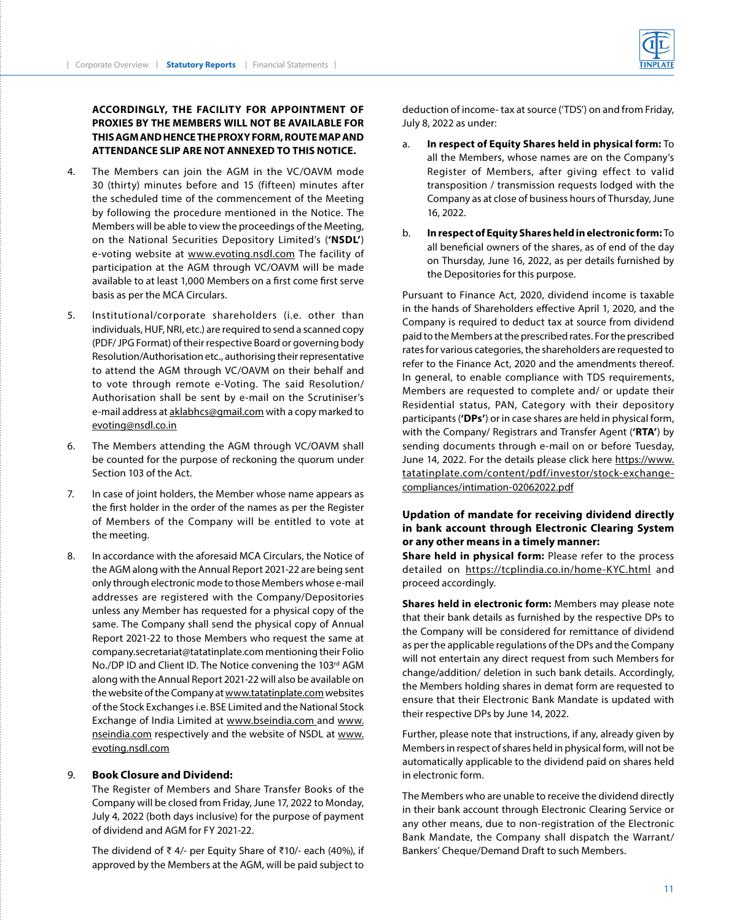**ACCORDINGLY, THE FACILITY FOR APPOINTMENT OF PROXIES BY THE MEMBERS WILL NOT BE AVAILABLE FOR THIS AGM AND HENCE THE PROXY FORM, ROUTE MAP AND ATTENDANCE SLIP ARE NOT ANNEXED TO THIS NOTICE.**

4. The Members can join the AGM in the VC/OAVM mode 30 (thirty) minutes before and 15 (fifteen) minutes after the scheduled time of the commencement of the Meeting by following the procedure mentioned in the Notice. The Members will be able to view the proceedings of the Meeting, on the National Securities Depository Limited's (**'NSDL'**) e-voting website at www.evoting.nsdl.com The facility of participation at the AGM through VC/OAVM will be made available to at least 1,000 Members on a first come first serve basis as per the MCA Circulars.

5. Institutional/corporate shareholders (i.e. other than individuals, HUF, NRI, etc.) are required to send a scanned copy (PDF/ JPG Format) of their respective Board or governing body Resolution/Authorisation etc., authorising their representative to attend the AGM through VC/OAVM on their behalf and to vote through remote e-Voting. The said Resolution/ Authorisation shall be sent by e-mail on the Scrutiniser's e-mail address at aklabhcs@gmail.com with a copy marked to evoting@nsdl.co.in

6. The Members attending the AGM through VC/OAVM shall be counted for the purpose of reckoning the quorum under Section 103 of the Act.

7. In case of joint holders, the Member whose name appears as the first holder in the order of the names as per the Register of Members of the Company will be entitled to vote at the meeting.

8. In accordance with the aforesaid MCA Circulars, the Notice of the AGM along with the Annual Report 2021-22 are being sent only through electronic mode to those Members whose e-mail addresses are registered with the Company/Depositories unless any Member has requested for a physical copy of the same. The Company shall send the physical copy of Annual Report 2021-22 to those Members who request the same at company.secretariat@tatatinplate.com mentioning their Folio No./DP ID and Client ID. The Notice convening the 103rd AGM along with the Annual Report 2021-22 will also be available on the website of the Company at www.tatatinplate.com websites of the Stock Exchanges i.e. BSE Limited and the National Stock Exchange of India Limited at www.bseindia.com and www.nseindia.com respectively and the website of NSDL at www.evoting.nsdl.com

9. **Book Closure and Dividend:**

   The Register of Members and Share Transfer Books of the Company will be closed from Friday, June 17, 2022 to Monday, July 4, 2022 (both days inclusive) for the purpose of payment of dividend and AGM for FY 2021-22.

   The dividend of ₹ 4/- per Equity Share of ₹10/- each (40%), if approved by the Members at the AGM, will be paid subject to deduction of income- tax at source ('TDS') on and from Friday, July 8, 2022 as under:

   a. **In respect of Equity Shares held in physical form:** To all the Members, whose names are on the Company's Register of Members, after giving effect to valid transposition / transmission requests lodged with the Company as at close of business hours of Thursday, June 16, 2022.

   b. **In respect of Equity Shares held in electronic form:** To all beneficial owners of the shares, as of end of the day on Thursday, June 16, 2022, as per details furnished by the Depositories for this purpose.

   Pursuant to Finance Act, 2020, dividend income is taxable in the hands of Shareholders effective April 1, 2020, and the Company is required to deduct tax at source from dividend paid to the Members at the prescribed rates. For the prescribed rates for various categories, the shareholders are requested to refer to the Finance Act, 2020 and the amendments thereof. In general, to enable compliance with TDS requirements, Members are requested to complete and/ or update their Residential status, PAN, Category with their depository participants (**'DPs'**) or in case shares are held in physical form, with the Company/ Registrars and Transfer Agent (**'RTA'**) by sending documents through e-mail on or before Tuesday, June 14, 2022. For the details please click here https://www.tatatinplate.com/content/pdf/investor/stock-exchange-compliances/intimation-02062022.pdf

   **Updation of mandate for receiving dividend directly in bank account through Electronic Clearing System or any other means in a timely manner:**

   **Share held in physical form:** Please refer to the process detailed on https://tcplindia.co.in/home-KYC.html and proceed accordingly.

   **Shares held in electronic form:** Members may please note that their bank details as furnished by the respective DPs to the Company will be considered for remittance of dividend as per the applicable regulations of the DPs and the Company will not entertain any direct request from such Members for change/addition/ deletion in such bank details. Accordingly, the Members holding shares in demat form are requested to ensure that their Electronic Bank Mandate is updated with their respective DPs by June 14, 2022.

   Further, please note that instructions, if any, already given by Members in respect of shares held in physical form, will not be automatically applicable to the dividend paid on shares held in electronic form.

   The Members who are unable to receive the dividend directly in their bank account through Electronic Clearing Service or any other means, due to non-registration of the Electronic Bank Mandate, the Company shall dispatch the Warrant/ Bankers' Cheque/Demand Draft to such Members.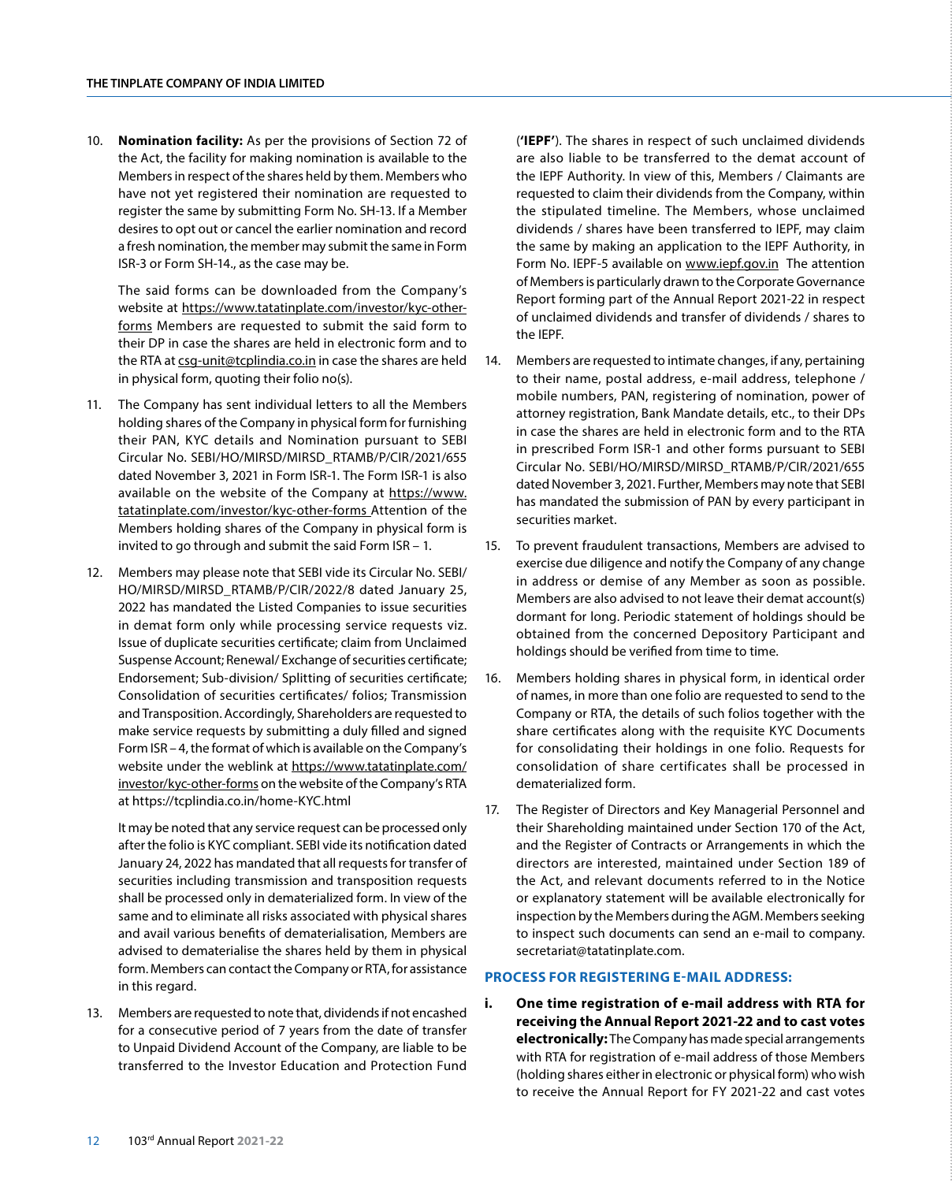10. **Nomination facility:** As per the provisions of Section 72 of the Act, the facility for making nomination is available to the Members in respect of the shares held by them. Members who have not yet registered their nomination are requested to register the same by submitting Form No. SH-13. If a Member desires to opt out or cancel the earlier nomination and record a fresh nomination, the member may submit the same in Form ISR-3 or Form SH-14., as the case may be.

    The said forms can be downloaded from the Company's website at https://www.tatatinplate.com/investor/kyc-other-forms Members are requested to submit the said form to their DP in case the shares are held in electronic form and to the RTA at csg-unit@tcplindia.co.in in case the shares are held in physical form, quoting their folio no(s).

11. The Company has sent individual letters to all the Members holding shares of the Company in physical form for furnishing their PAN, KYC details and Nomination pursuant to SEBI Circular No. SEBI/HO/MIRSD/MIRSD_RTAMB/P/CIR/2021/655 dated November 3, 2021 in Form ISR-1. The Form ISR-1 is also available on the website of the Company at https://www.tatatinplate.com/investor/kyc-other-forms Attention of the Members holding shares of the Company in physical form is invited to go through and submit the said Form ISR – 1.

12. Members may please note that SEBI vide its Circular No. SEBI/HO/MIRSD/MIRSD_RTAMB/P/CIR/2022/8 dated January 25, 2022 has mandated the Listed Companies to issue securities in demat form only while processing service requests viz. Issue of duplicate securities certificate; claim from Unclaimed Suspense Account; Renewal/ Exchange of securities certificate; Endorsement; Sub-division/ Splitting of securities certificate; Consolidation of securities certificates/ folios; Transmission and Transposition. Accordingly, Shareholders are requested to make service requests by submitting a duly filled and signed Form ISR – 4, the format of which is available on the Company's website under the weblink at https://www.tatatinplate.com/investor/kyc-other-forms on the website of the Company's RTA at https://tcplindia.co.in/home-KYC.html

    It may be noted that any service request can be processed only after the folio is KYC compliant. SEBI vide its notification dated January 24, 2022 has mandated that all requests for transfer of securities including transmission and transposition requests shall be processed only in dematerialized form. In view of the same and to eliminate all risks associated with physical shares and avail various benefits of dematerialisation, Members are advised to dematerialise the shares held by them in physical form. Members can contact the Company or RTA, for assistance in this regard.

13. Members are requested to note that, dividends if not encashed for a consecutive period of 7 years from the date of transfer to Unpaid Dividend Account of the Company, are liable to be transferred to the Investor Education and Protection Fund (**'IEPF'**). The shares in respect of such unclaimed dividends are also liable to be transferred to the demat account of the IEPF Authority. In view of this, Members / Claimants are requested to claim their dividends from the Company, within the stipulated timeline. The Members, whose unclaimed dividends / shares have been transferred to IEPF, may claim the same by making an application to the IEPF Authority, in Form No. IEPF-5 available on www.iepf.gov.in The attention of Members is particularly drawn to the Corporate Governance Report forming part of the Annual Report 2021-22 in respect of unclaimed dividends and transfer of dividends / shares to the IEPF.

14. Members are requested to intimate changes, if any, pertaining to their name, postal address, e-mail address, telephone / mobile numbers, PAN, registering of nomination, power of attorney registration, Bank Mandate details, etc., to their DPs in case the shares are held in electronic form and to the RTA in prescribed Form ISR-1 and other forms pursuant to SEBI Circular No. SEBI/HO/MIRSD/MIRSD_RTAMB/P/CIR/2021/655 dated November 3, 2021. Further, Members may note that SEBI has mandated the submission of PAN by every participant in securities market.

15. To prevent fraudulent transactions, Members are advised to exercise due diligence and notify the Company of any change in address or demise of any Member as soon as possible. Members are also advised to not leave their demat account(s) dormant for long. Periodic statement of holdings should be obtained from the concerned Depository Participant and holdings should be verified from time to time.

16. Members holding shares in physical form, in identical order of names, in more than one folio are requested to send to the Company or RTA, the details of such folios together with the share certificates along with the requisite KYC Documents for consolidating their holdings in one folio. Requests for consolidation of share certificates shall be processed in dematerialized form.

17. The Register of Directors and Key Managerial Personnel and their Shareholding maintained under Section 170 of the Act, and the Register of Contracts or Arrangements in which the directors are interested, maintained under Section 189 of the Act, and relevant documents referred to in the Notice or explanatory statement will be available electronically for inspection by the Members during the AGM. Members seeking to inspect such documents can send an e-mail to company. secretariat@tatatinplate.com.

## PROCESS FOR REGISTERING E-MAIL ADDRESS:

i. **One time registration of e-mail address with RTA for receiving the Annual Report 2021-22 and to cast votes electronically:** The Company has made special arrangements with RTA for registration of e-mail address of those Members (holding shares either in electronic or physical form) who wish to receive the Annual Report for FY 2021-22 and cast votes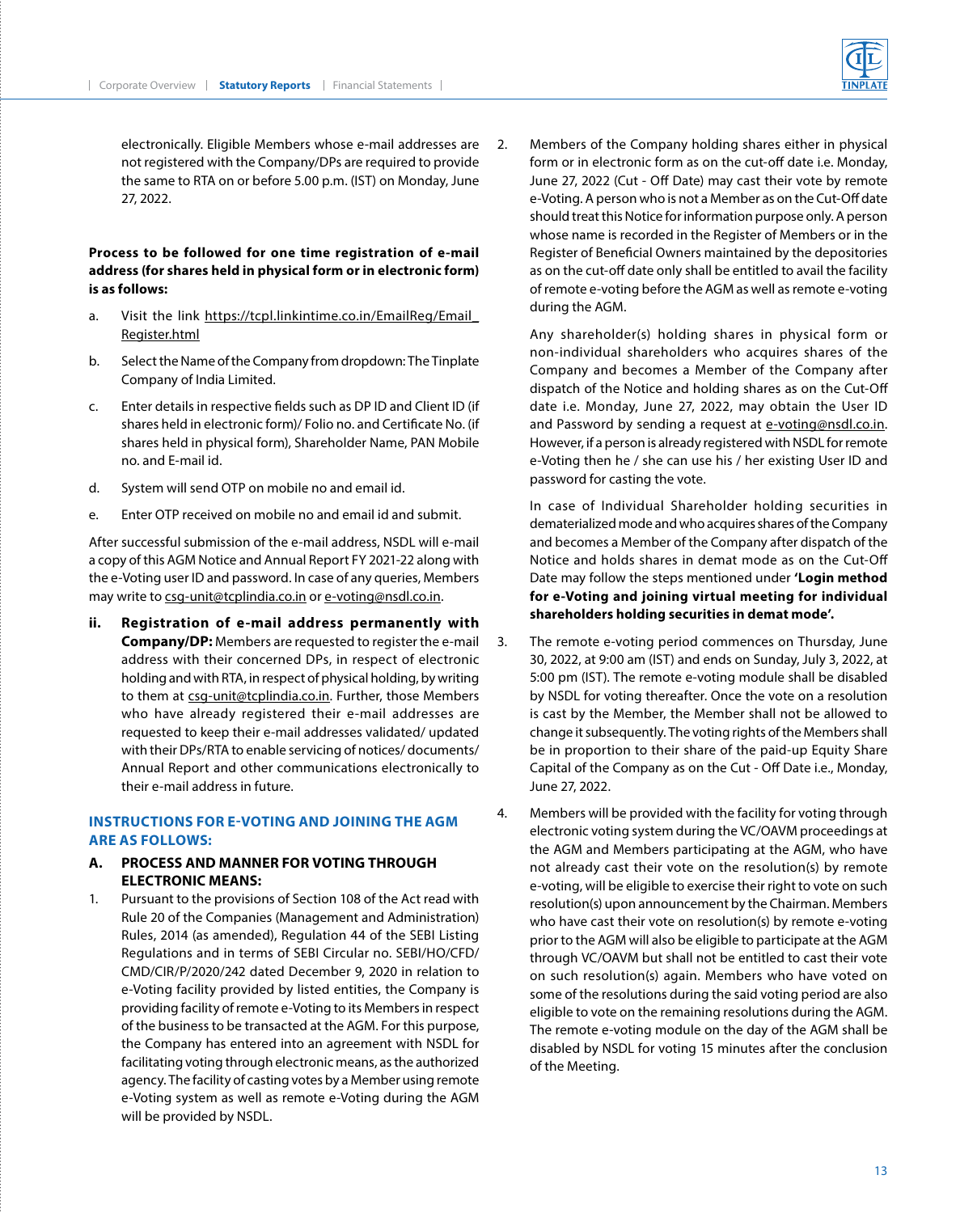electronically. Eligible Members whose e-mail addresses are not registered with the Company/DPs are required to provide the same to RTA on or before 5.00 p.m. (IST) on Monday, June 27, 2022.

**Process to be followed for one time registration of e-mail address (for shares held in physical form or in electronic form) is as follows:**

a. Visit the link https://tcpl.linkintime.co.in/EmailReg/Email_Register.html

b. Select the Name of the Company from dropdown: The Tinplate Company of India Limited.

c. Enter details in respective fields such as DP ID and Client ID (if shares held in electronic form)/ Folio no. and Certificate No. (if shares held in physical form), Shareholder Name, PAN Mobile no. and E-mail id.

d. System will send OTP on mobile no and email id.

e. Enter OTP received on mobile no and email id and submit.

After successful submission of the e-mail address, NSDL will e-mail a copy of this AGM Notice and Annual Report FY 2021-22 along with the e-Voting user ID and password. In case of any queries, Members may write to csg-unit@tcplindia.co.in or e-voting@nsdl.co.in.

**ii. Registration of e-mail address permanently with Company/DP:** Members are requested to register the e-mail address with their concerned DPs, in respect of electronic holding and with RTA, in respect of physical holding, by writing to them at csg-unit@tcplindia.co.in. Further, those Members who have already registered their e-mail addresses are requested to keep their e-mail addresses validated/ updated with their DPs/RTA to enable servicing of notices/ documents/ Annual Report and other communications electronically to their e-mail address in future.

## INSTRUCTIONS FOR E-VOTING AND JOINING THE AGM ARE AS FOLLOWS:

### A. PROCESS AND MANNER FOR VOTING THROUGH ELECTRONIC MEANS:

1. Pursuant to the provisions of Section 108 of the Act read with Rule 20 of the Companies (Management and Administration) Rules, 2014 (as amended), Regulation 44 of the SEBI Listing Regulations and in terms of SEBI Circular no. SEBI/HO/CFD/CMD/CIR/P/2020/242 dated December 9, 2020 in relation to e-Voting facility provided by listed entities, the Company is providing facility of remote e-Voting to its Members in respect of the business to be transacted at the AGM. For this purpose, the Company has entered into an agreement with NSDL for facilitating voting through electronic means, as the authorized agency. The facility of casting votes by a Member using remote e-Voting system as well as remote e-Voting during the AGM will be provided by NSDL.

2. Members of the Company holding shares either in physical form or in electronic form as on the cut-off date i.e. Monday, June 27, 2022 (Cut - Off Date) may cast their vote by remote e-Voting. A person who is not a Member as on the Cut-Off date should treat this Notice for information purpose only. A person whose name is recorded in the Register of Members or in the Register of Beneficial Owners maintained by the depositories as on the cut-off date only shall be entitled to avail the facility of remote e-voting before the AGM as well as remote e-voting during the AGM.

   Any shareholder(s) holding shares in physical form or non-individual shareholders who acquires shares of the Company and becomes a Member of the Company after dispatch of the Notice and holding shares as on the Cut-Off date i.e. Monday, June 27, 2022, may obtain the User ID and Password by sending a request at e-voting@nsdl.co.in. However, if a person is already registered with NSDL for remote e-Voting then he / she can use his / her existing User ID and password for casting the vote.

   In case of Individual Shareholder holding securities in dematerialized mode and who acquires shares of the Company and becomes a Member of the Company after dispatch of the Notice and holds shares in demat mode as on the Cut-Off Date may follow the steps mentioned under **'Login method for e-Voting and joining virtual meeting for individual shareholders holding securities in demat mode'.**

3. The remote e-voting period commences on Thursday, June 30, 2022, at 9:00 am (IST) and ends on Sunday, July 3, 2022, at 5:00 pm (IST). The remote e-voting module shall be disabled by NSDL for voting thereafter. Once the vote on a resolution is cast by the Member, the Member shall not be allowed to change it subsequently. The voting rights of the Members shall be in proportion to their share of the paid-up Equity Share Capital of the Company as on the Cut - Off Date i.e., Monday, June 27, 2022.

4. Members will be provided with the facility for voting through electronic voting system during the VC/OAVM proceedings at the AGM and Members participating at the AGM, who have not already cast their vote on the resolution(s) by remote e-voting, will be eligible to exercise their right to vote on such resolution(s) upon announcement by the Chairman. Members who have cast their vote on resolution(s) by remote e-voting prior to the AGM will also be eligible to participate at the AGM through VC/OAVM but shall not be entitled to cast their vote on such resolution(s) again. Members who have voted on some of the resolutions during the said voting period are also eligible to vote on the remaining resolutions during the AGM. The remote e-voting module on the day of the AGM shall be disabled by NSDL for voting 15 minutes after the conclusion of the Meeting.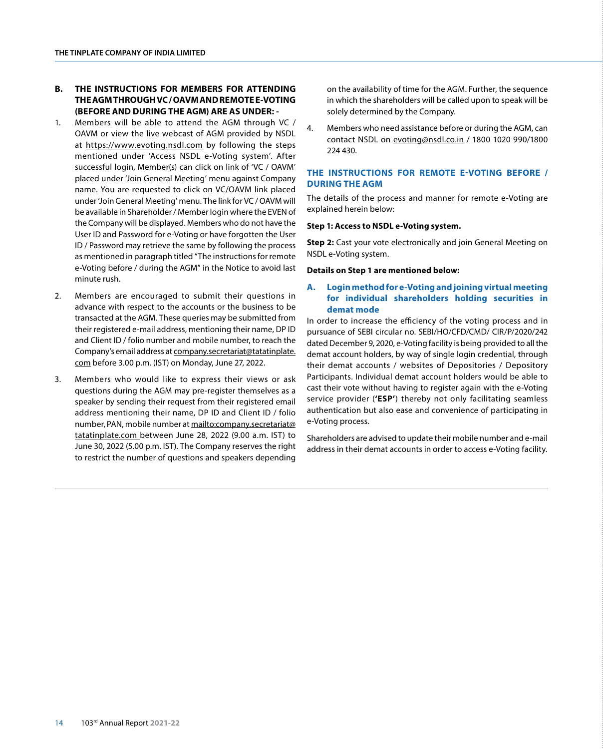## B. THE INSTRUCTIONS FOR MEMBERS FOR ATTENDING THE AGM THROUGH VC / OAVM AND REMOTE E-VOTING (BEFORE AND DURING THE AGM) ARE AS UNDER: -

1. Members will be able to attend the AGM through VC / OAVM or view the live webcast of AGM provided by NSDL at https://www.evoting.nsdl.com by following the steps mentioned under 'Access NSDL e-Voting system'. After successful login, Member(s) can click on link of 'VC / OAVM' placed under 'Join General Meeting' menu against Company name. You are requested to click on VC/OAVM link placed under 'Join General Meeting' menu. The link for VC / OAVM will be available in Shareholder / Member login where the EVEN of the Company will be displayed. Members who do not have the User ID and Password for e-Voting or have forgotten the User ID / Password may retrieve the same by following the process as mentioned in paragraph titled "The instructions for remote e-Voting before / during the AGM" in the Notice to avoid last minute rush.

2. Members are encouraged to submit their questions in advance with respect to the accounts or the business to be transacted at the AGM. These queries may be submitted from their registered e-mail address, mentioning their name, DP ID and Client ID / folio number and mobile number, to reach the Company's email address at company.secretariat@tatatinplate.com before 3.00 p.m. (IST) on Monday, June 27, 2022.

3. Members who would like to express their views or ask questions during the AGM may pre-register themselves as a speaker by sending their request from their registered email address mentioning their name, DP ID and Client ID / folio number, PAN, mobile number at mailto:company.secretariat@tatatinplate.com between June 28, 2022 (9.00 a.m. IST) to June 30, 2022 (5.00 p.m. IST). The Company reserves the right to restrict the number of questions and speakers depending on the availability of time for the AGM. Further, the sequence in which the shareholders will be called upon to speak will be solely determined by the Company.

4. Members who need assistance before or during the AGM, can contact NSDL on evoting@nsdl.co.in / 1800 1020 990/1800 224 430.

### THE INSTRUCTIONS FOR REMOTE E-VOTING BEFORE / DURING THE AGM

The details of the process and manner for remote e-Voting are explained herein below:

**Step 1: Access to NSDL e-Voting system.**

**Step 2:** Cast your vote electronically and join General Meeting on NSDL e-Voting system.

**Details on Step 1 are mentioned below:**

### A. Login method for e-Voting and joining virtual meeting for individual shareholders holding securities in demat mode

In order to increase the efficiency of the voting process and in pursuance of SEBI circular no. SEBI/HO/CFD/CMD/ CIR/P/2020/242 dated December 9, 2020, e-Voting facility is being provided to all the demat account holders, by way of single login credential, through their demat accounts / websites of Depositories / Depository Participants. Individual demat account holders would be able to cast their vote without having to register again with the e-Voting service provider (**'ESP'**) thereby not only facilitating seamless authentication but also ease and convenience of participating in e-Voting process.

Shareholders are advised to update their mobile number and e-mail address in their demat accounts in order to access e-Voting facility.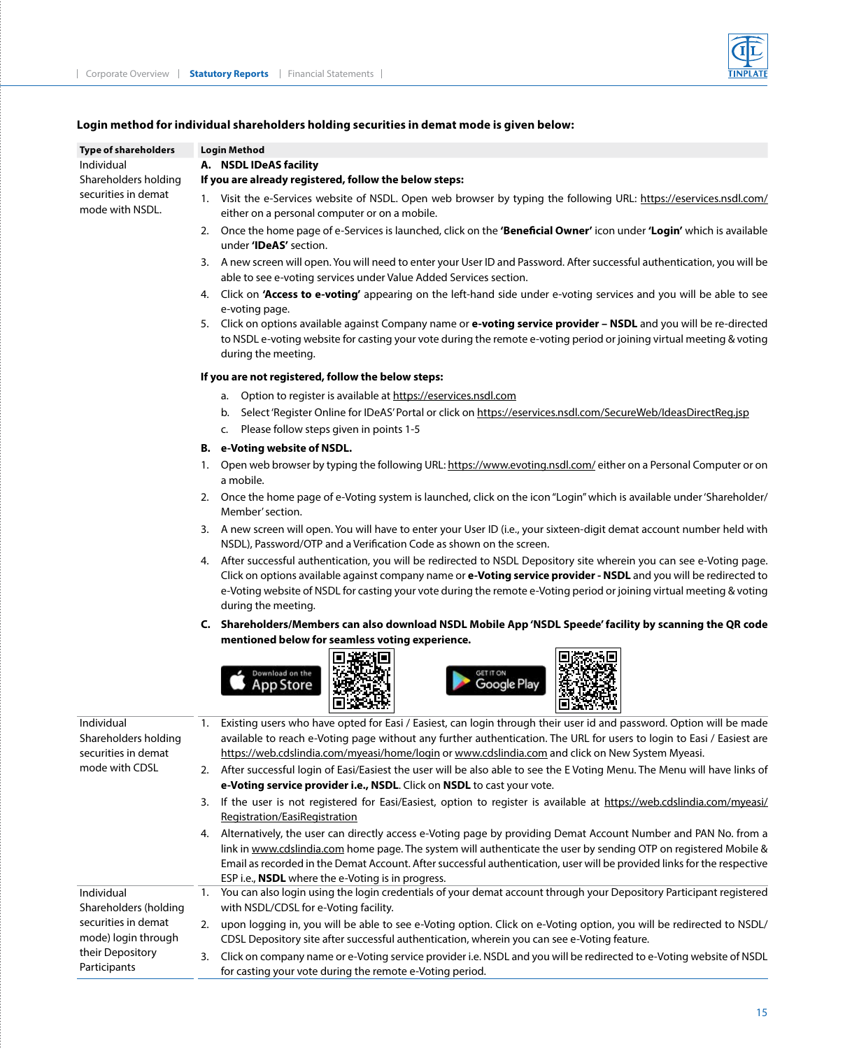**Login method for individual shareholders holding securities in demat mode is given below:**

| Type of shareholders | Login Method |
|---|---|
| Individual Shareholders holding securities in demat mode with NSDL. | **A. NSDL IDeAS facility**<br>**If you are already registered, follow the below steps:**<br>1. Visit the e-Services website of NSDL. Open web browser by typing the following URL: https://eservices.nsdl.com/ either on a personal computer or on a mobile.<br>2. Once the home page of e-Services is launched, click on the **'Beneficial Owner'** icon under **'Login'** which is available under **'IDeAS'** section.<br>3. A new screen will open. You will need to enter your User ID and Password. After successful authentication, you will be able to see e-voting services under Value Added Services section.<br>4. Click on **'Access to e-voting'** appearing on the left-hand side under e-voting services and you will be able to see e-voting page.<br>5. Click on options available against Company name or **e-voting service provider – NSDL** and you will be re-directed to NSDL e-voting website for casting your vote during the remote e-voting period or joining virtual meeting & voting during the meeting.<br>**If you are not registered, follow the below steps:**<br>a. Option to register is available at https://eservices.nsdl.com<br>b. Select 'Register Online for IDeAS' Portal or click on https://eservices.nsdl.com/SecureWeb/IdeasDirectReg.jsp<br>c. Please follow steps given in points 1-5<br>**B. e-Voting website of NSDL.**<br>1. Open web browser by typing the following URL: https://www.evoting.nsdl.com/ either on a Personal Computer or on a mobile.<br>2. Once the home page of e-Voting system is launched, click on the icon "Login" which is available under 'Shareholder/Member' section.<br>3. A new screen will open. You will have to enter your User ID (i.e., your sixteen-digit demat account number held with NSDL), Password/OTP and a Verification Code as shown on the screen.<br>4. After successful authentication, you will be redirected to NSDL Depository site wherein you can see e-Voting page. Click on options available against company name or **e-Voting service provider - NSDL** and you will be redirected to e-Voting website of NSDL for casting your vote during the remote e-Voting period or joining virtual meeting & voting during the meeting.<br>**C. Shareholders/Members can also download NSDL Mobile App 'NSDL Speede' facility by scanning the QR code mentioned below for seamless voting experience.**<br>Download on the App Store GET IT ON Google Play |
| Individual Shareholders holding securities in demat mode with CDSL | 1. Existing users who have opted for Easi / Easiest, can login through their user id and password. Option will be made available to reach e-Voting page without any further authentication. The URL for users to login to Easi / Easiest are https://web.cdslindia.com/myeasi/home/login or www.cdslindia.com and click on New System Myeasi.<br>2. After successful login of Easi/Easiest the user will be also able to see the E Voting Menu. The Menu will have links of **e-Voting service provider i.e., NSDL**. Click on **NSDL** to cast your vote.<br>3. If the user is not registered for Easi/Easiest, option to register is available at https://web.cdslindia.com/myeasi/Registration/EasiRegistration<br>4. Alternatively, the user can directly access e-Voting page by providing Demat Account Number and PAN No. from a link in www.cdslindia.com home page. The system will authenticate the user by sending OTP on registered Mobile & Email as recorded in the Demat Account. After successful authentication, user will be provided links for the respective ESP i.e., **NSDL** where the e-Voting is in progress. |
| Individual Shareholders (holding securities in demat mode) login through their Depository Participants | 1. You can also login using the login credentials of your demat account through your Depository Participant registered with NSDL/CDSL for e-Voting facility.<br>2. upon logging in, you will be able to see e-Voting option. Click on e-Voting option, you will be redirected to NSDL/CDSL Depository site after successful authentication, wherein you can see e-Voting feature.<br>3. Click on company name or e-Voting service provider i.e. NSDL and you will be redirected to e-Voting website of NSDL for casting your vote during the remote e-Voting period. |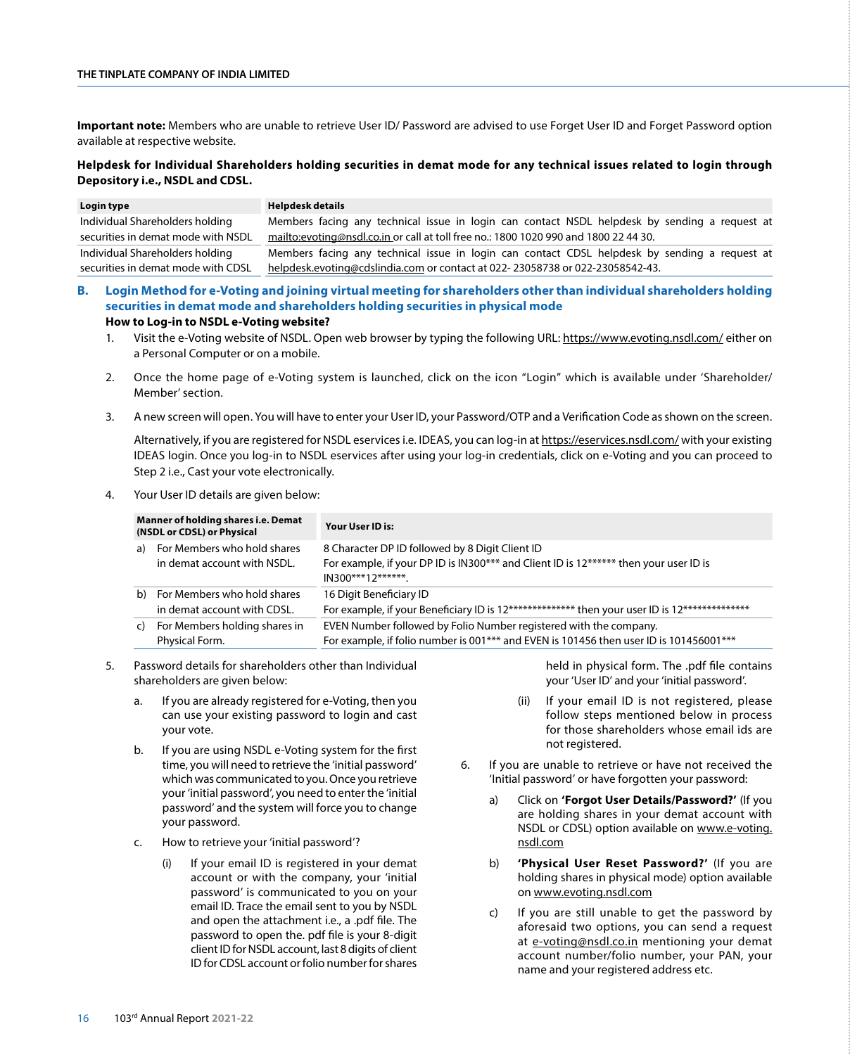**Important note:** Members who are unable to retrieve User ID/ Password are advised to use Forget User ID and Forget Password option available at respective website.

**Helpdesk for Individual Shareholders holding securities in demat mode for any technical issues related to login through Depository i.e., NSDL and CDSL.**

| Login type | Helpdesk details |
|---|---|
| Individual Shareholders holding securities in demat mode with NSDL | Members facing any technical issue in login can contact NSDL helpdesk by sending a request at mailto:evoting@nsdl.co.in or call at toll free no.: 1800 1020 990 and 1800 22 44 30. |
| Individual Shareholders holding securities in demat mode with CDSL | Members facing any technical issue in login can contact CDSL helpdesk by sending a request at helpdesk.evoting@cdslindia.com or contact at 022- 23058738 or 022-23058542-43. |

## B. Login Method for e-Voting and joining virtual meeting for shareholders other than individual shareholders holding securities in demat mode and shareholders holding securities in physical mode

**How to Log-in to NSDL e-Voting website?**

1. Visit the e-Voting website of NSDL. Open web browser by typing the following URL: https://www.evoting.nsdl.com/ either on a Personal Computer or on a mobile.

2. Once the home page of e-Voting system is launched, click on the icon "Login" which is available under 'Shareholder/ Member' section.

3. A new screen will open. You will have to enter your User ID, your Password/OTP and a Verification Code as shown on the screen.

   Alternatively, if you are registered for NSDL eservices i.e. IDEAS, you can log-in at https://eservices.nsdl.com/ with your existing IDEAS login. Once you log-in to NSDL eservices after using your log-in credentials, click on e-Voting and you can proceed to Step 2 i.e., Cast your vote electronically.

4. Your User ID details are given below:

| Manner of holding shares i.e. Demat (NSDL or CDSL) or Physical | Your User ID is: |
|---|---|
| a) For Members who hold shares in demat account with NSDL. | 8 Character DP ID followed by 8 Digit Client ID<br>For example, if your DP ID is IN300*** and Client ID is 12****** then your user ID is IN300***12******. |
| b) For Members who hold shares in demat account with CDSL. | 16 Digit Beneficiary ID<br>For example, if your Beneficiary ID is 12************** then your user ID is 12************** |
| c) For Members holding shares in Physical Form. | EVEN Number followed by Folio Number registered with the company.<br>For example, if folio number is 001*** and EVEN is 101456 then user ID is 101456001*** |

5. Password details for shareholders other than Individual shareholders are given below:

   a. If you are already registered for e-Voting, then you can use your existing password to login and cast your vote.

   b. If you are using NSDL e-Voting system for the first time, you will need to retrieve the 'initial password' which was communicated to you. Once you retrieve your 'initial password', you need to enter the 'initial password' and the system will force you to change your password.

   c. How to retrieve your 'initial password'?

      (i) If your email ID is registered in your demat account or with the company, your 'initial password' is communicated to you on your email ID. Trace the email sent to you by NSDL and open the attachment i.e., a .pdf file. The password to open the. pdf file is your 8-digit client ID for NSDL account, last 8 digits of client ID for CDSL account or folio number for shares held in physical form. The .pdf file contains your 'User ID' and your 'initial password'.

      (ii) If your email ID is not registered, please follow steps mentioned below in process for those shareholders whose email ids are not registered.

6. If you are unable to retrieve or have not received the 'Initial password' or have forgotten your password:

   a) Click on **'Forgot User Details/Password?'** (If you are holding shares in your demat account with NSDL or CDSL) option available on www.e-voting.nsdl.com

   b) **'Physical User Reset Password?'** (If you are holding shares in physical mode) option available on www.evoting.nsdl.com

   c) If you are still unable to get the password by aforesaid two options, you can send a request at e-voting@nsdl.co.in mentioning your demat account number/folio number, your PAN, your name and your registered address etc.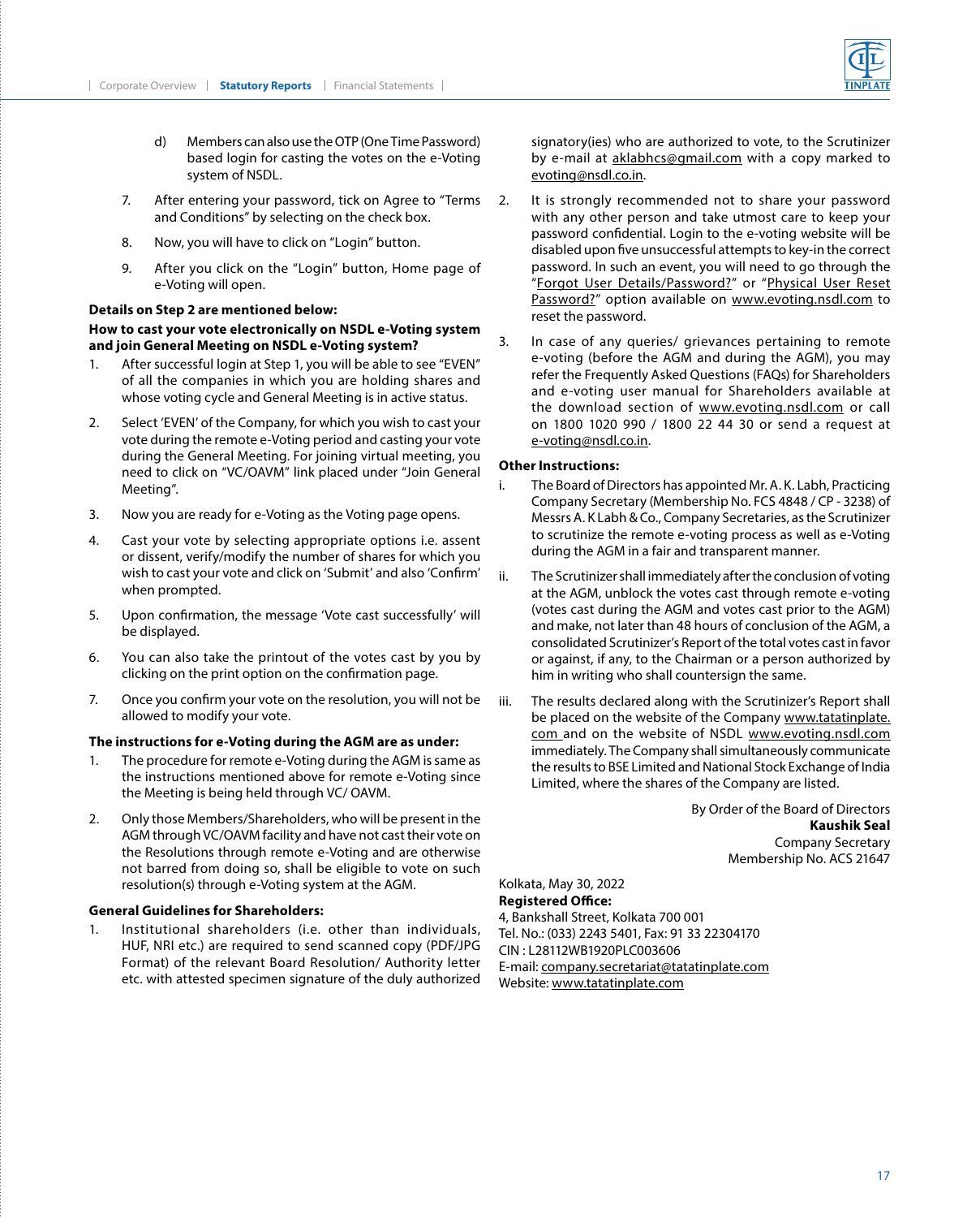d) Members can also use the OTP (One Time Password) based login for casting the votes on the e-Voting system of NSDL.

7. After entering your password, tick on Agree to "Terms and Conditions" by selecting on the check box.

8. Now, you will have to click on "Login" button.

9. After you click on the "Login" button, Home page of e-Voting will open.

**Details on Step 2 are mentioned below:**

**How to cast your vote electronically on NSDL e-Voting system and join General Meeting on NSDL e-Voting system?**

1. After successful login at Step 1, you will be able to see "EVEN" of all the companies in which you are holding shares and whose voting cycle and General Meeting is in active status.

2. Select 'EVEN' of the Company, for which you wish to cast your vote during the remote e-Voting period and casting your vote during the General Meeting. For joining virtual meeting, you need to click on "VC/OAVM" link placed under "Join General Meeting".

3. Now you are ready for e-Voting as the Voting page opens.

4. Cast your vote by selecting appropriate options i.e. assent or dissent, verify/modify the number of shares for which you wish to cast your vote and click on 'Submit' and also 'Confirm' when prompted.

5. Upon confirmation, the message 'Vote cast successfully' will be displayed.

6. You can also take the printout of the votes cast by you by clicking on the print option on the confirmation page.

7. Once you confirm your vote on the resolution, you will not be allowed to modify your vote.

**The instructions for e-Voting during the AGM are as under:**

1. The procedure for remote e-Voting during the AGM is same as the instructions mentioned above for remote e-Voting since the Meeting is being held through VC/ OAVM.

2. Only those Members/Shareholders, who will be present in the AGM through VC/OAVM facility and have not cast their vote on the Resolutions through remote e-Voting and are otherwise not barred from doing so, shall be eligible to vote on such resolution(s) through e-Voting system at the AGM.

**General Guidelines for Shareholders:**

1. Institutional shareholders (i.e. other than individuals, HUF, NRI etc.) are required to send scanned copy (PDF/JPG Format) of the relevant Board Resolution/ Authority letter etc. with attested specimen signature of the duly authorized signatory(ies) who are authorized to vote, to the Scrutinizer by e-mail at aklabhcs@gmail.com with a copy marked to evoting@nsdl.co.in.

2. It is strongly recommended not to share your password with any other person and take utmost care to keep your password confidential. Login to the e-voting website will be disabled upon five unsuccessful attempts to key-in the correct password. In such an event, you will need to go through the "Forgot User Details/Password?" or "Physical User Reset Password?" option available on www.evoting.nsdl.com to reset the password.

3. In case of any queries/ grievances pertaining to remote e-voting (before the AGM and during the AGM), you may refer the Frequently Asked Questions (FAQs) for Shareholders and e-voting user manual for Shareholders available at the download section of www.evoting.nsdl.com or call on 1800 1020 990 / 1800 22 44 30 or send a request at e-voting@nsdl.co.in.

**Other Instructions:**

i. The Board of Directors has appointed Mr. A. K. Labh, Practicing Company Secretary (Membership No. FCS 4848 / CP - 3238) of Messrs A. K Labh & Co., Company Secretaries, as the Scrutinizer to scrutinize the remote e-voting process as well as e-Voting during the AGM in a fair and transparent manner.

ii. The Scrutinizer shall immediately after the conclusion of voting at the AGM, unblock the votes cast through remote e-voting (votes cast during the AGM and votes cast prior to the AGM) and make, not later than 48 hours of conclusion of the AGM, a consolidated Scrutinizer's Report of the total votes cast in favor or against, if any, to the Chairman or a person authorized by him in writing who shall countersign the same.

iii. The results declared along with the Scrutinizer's Report shall be placed on the website of the Company www.tatatinplate.com and on the website of NSDL www.evoting.nsdl.com immediately. The Company shall simultaneously communicate the results to BSE Limited and National Stock Exchange of India Limited, where the shares of the Company are listed.

By Order of the Board of Directors
**Kaushik Seal**
Company Secretary
Membership No. ACS 21647

Kolkata, May 30, 2022
**Registered Office:**
4, Bankshall Street, Kolkata 700 001
Tel. No.: (033) 2243 5401, Fax: 91 33 22304170
CIN : L28112WB1920PLC003606
E-mail: company.secretariat@tatatinplate.com
Website: www.tatatinplate.com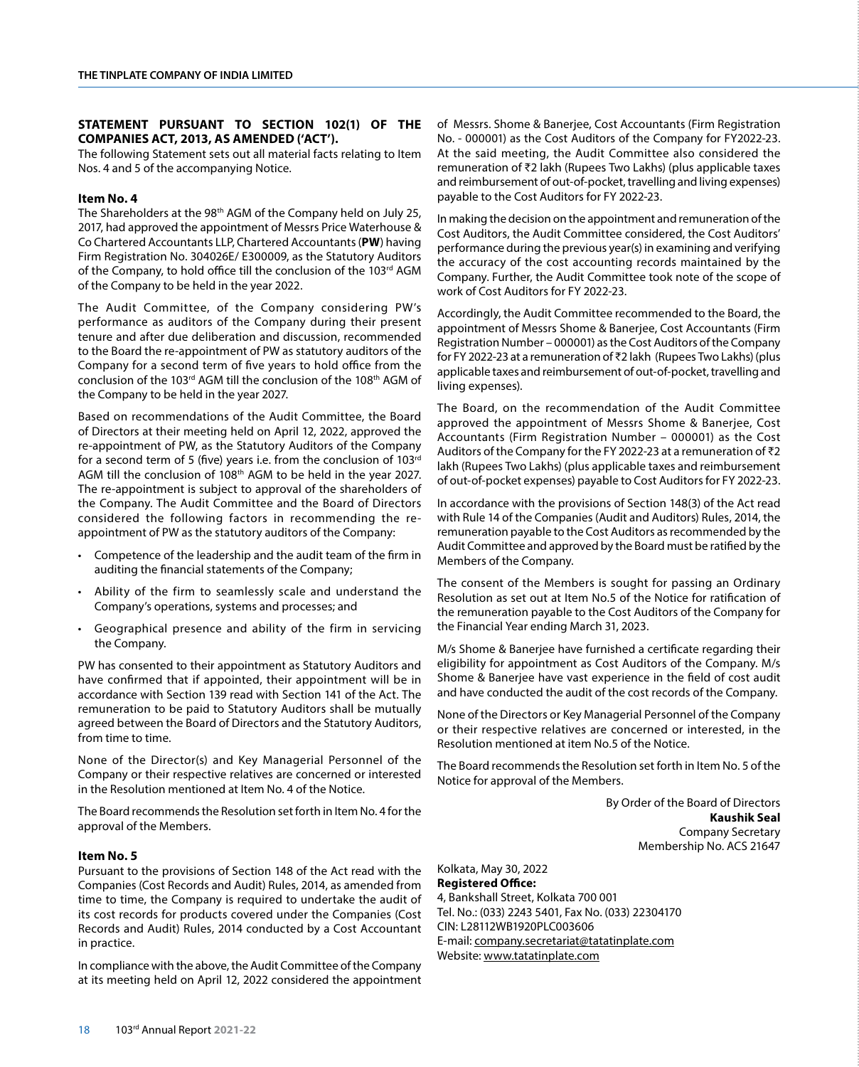## STATEMENT PURSUANT TO SECTION 102(1) OF THE COMPANIES ACT, 2013, AS AMENDED ('ACT').

The following Statement sets out all material facts relating to Item Nos. 4 and 5 of the accompanying Notice.

### Item No. 4

The Shareholders at the 98th AGM of the Company held on July 25, 2017, had approved the appointment of Messrs Price Waterhouse & Co Chartered Accountants LLP, Chartered Accountants (**PW**) having Firm Registration No. 304026E/ E300009, as the Statutory Auditors of the Company, to hold office till the conclusion of the 103rd AGM of the Company to be held in the year 2022.

The Audit Committee, of the Company considering PW's performance as auditors of the Company during their present tenure and after due deliberation and discussion, recommended to the Board the re-appointment of PW as statutory auditors of the Company for a second term of five years to hold office from the conclusion of the 103rd AGM till the conclusion of the 108th AGM of the Company to be held in the year 2027.

Based on recommendations of the Audit Committee, the Board of Directors at their meeting held on April 12, 2022, approved the re-appointment of PW, as the Statutory Auditors of the Company for a second term of 5 (five) years i.e. from the conclusion of 103rd AGM till the conclusion of 108th AGM to be held in the year 2027. The re-appointment is subject to approval of the shareholders of the Company. The Audit Committee and the Board of Directors considered the following factors in recommending the re-appointment of PW as the statutory auditors of the Company:

- Competence of the leadership and the audit team of the firm in auditing the financial statements of the Company;
- Ability of the firm to seamlessly scale and understand the Company's operations, systems and processes; and
- Geographical presence and ability of the firm in servicing the Company.

PW has consented to their appointment as Statutory Auditors and have confirmed that if appointed, their appointment will be in accordance with Section 139 read with Section 141 of the Act. The remuneration to be paid to Statutory Auditors shall be mutually agreed between the Board of Directors and the Statutory Auditors, from time to time.

None of the Director(s) and Key Managerial Personnel of the Company or their respective relatives are concerned or interested in the Resolution mentioned at Item No. 4 of the Notice.

The Board recommends the Resolution set forth in Item No. 4 for the approval of the Members.

### Item No. 5

Pursuant to the provisions of Section 148 of the Act read with the Companies (Cost Records and Audit) Rules, 2014, as amended from time to time, the Company is required to undertake the audit of its cost records for products covered under the Companies (Cost Records and Audit) Rules, 2014 conducted by a Cost Accountant in practice.

In compliance with the above, the Audit Committee of the Company at its meeting held on April 12, 2022 considered the appointment of Messrs. Shome & Banerjee, Cost Accountants (Firm Registration No. - 000001) as the Cost Auditors of the Company for FY2022-23. At the said meeting, the Audit Committee also considered the remuneration of ₹2 lakh (Rupees Two Lakhs) (plus applicable taxes and reimbursement of out-of-pocket, travelling and living expenses) payable to the Cost Auditors for FY 2022-23.

In making the decision on the appointment and remuneration of the Cost Auditors, the Audit Committee considered, the Cost Auditors' performance during the previous year(s) in examining and verifying the accuracy of the cost accounting records maintained by the Company. Further, the Audit Committee took note of the scope of work of Cost Auditors for FY 2022-23.

Accordingly, the Audit Committee recommended to the Board, the appointment of Messrs Shome & Banerjee, Cost Accountants (Firm Registration Number – 000001) as the Cost Auditors of the Company for FY 2022-23 at a remuneration of ₹2 lakh (Rupees Two Lakhs) (plus applicable taxes and reimbursement of out-of-pocket, travelling and living expenses).

The Board, on the recommendation of the Audit Committee approved the appointment of Messrs Shome & Banerjee, Cost Accountants (Firm Registration Number – 000001) as the Cost Auditors of the Company for the FY 2022-23 at a remuneration of ₹2 lakh (Rupees Two Lakhs) (plus applicable taxes and reimbursement of out-of-pocket expenses) payable to Cost Auditors for FY 2022-23.

In accordance with the provisions of Section 148(3) of the Act read with Rule 14 of the Companies (Audit and Auditors) Rules, 2014, the remuneration payable to the Cost Auditors as recommended by the Audit Committee and approved by the Board must be ratified by the Members of the Company.

The consent of the Members is sought for passing an Ordinary Resolution as set out at Item No.5 of the Notice for ratification of the remuneration payable to the Cost Auditors of the Company for the Financial Year ending March 31, 2023.

M/s Shome & Banerjee have furnished a certificate regarding their eligibility for appointment as Cost Auditors of the Company. M/s Shome & Banerjee have vast experience in the field of cost audit and have conducted the audit of the cost records of the Company.

None of the Directors or Key Managerial Personnel of the Company or their respective relatives are concerned or interested, in the Resolution mentioned at item No.5 of the Notice.

The Board recommends the Resolution set forth in Item No. 5 of the Notice for approval of the Members.

By Order of the Board of Directors
**Kaushik Seal**
Company Secretary
Membership No. ACS 21647

Kolkata, May 30, 2022
**Registered Office:**
4, Bankshall Street, Kolkata 700 001
Tel. No.: (033) 2243 5401, Fax No. (033) 22304170
CIN: L28112WB1920PLC003606
E-mail: company.secretariat@tatatinplate.com
Website: www.tatatinplate.com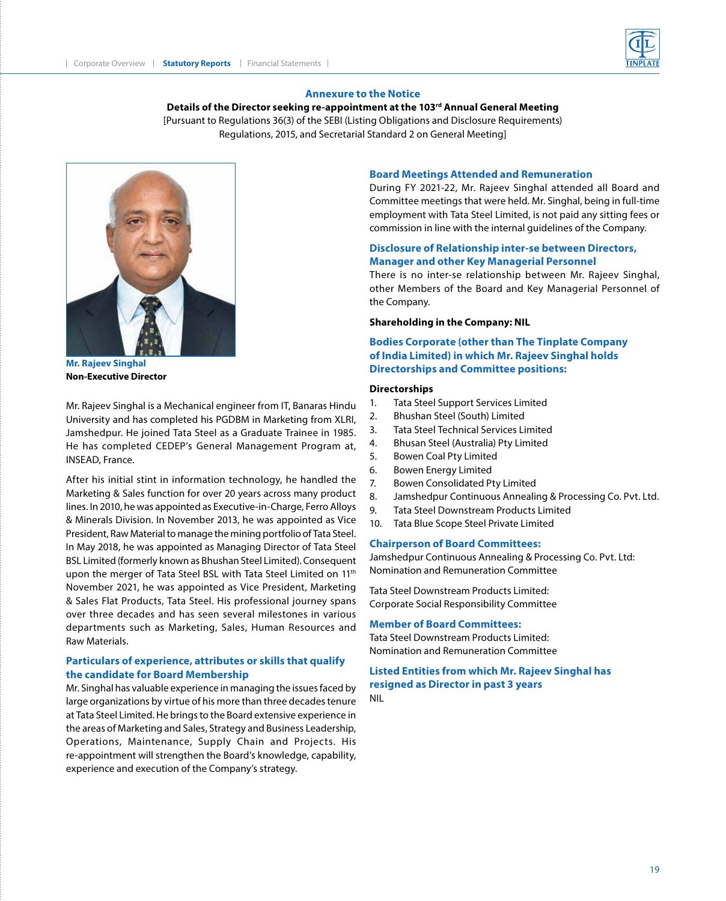## Annexure to the Notice

**Details of the Director seeking re-appointment at the 103rd Annual General Meeting**

[Pursuant to Regulations 36(3) of the SEBI (Listing Obligations and Disclosure Requirements) Regulations, 2015, and Secretarial Standard 2 on General Meeting]

**Mr. Rajeev Singhal**
**Non-Executive Director**

Mr. Rajeev Singhal is a Mechanical engineer from IT, Banaras Hindu University and has completed his PGDBM in Marketing from XLRI, Jamshedpur. He joined Tata Steel as a Graduate Trainee in 1985. He has completed CEDEP's General Management Program at, INSEAD, France.

After his initial stint in information technology, he handled the Marketing & Sales function for over 20 years across many product lines. In 2010, he was appointed as Executive-in-Charge, Ferro Alloys & Minerals Division. In November 2013, he was appointed as Vice President, Raw Material to manage the mining portfolio of Tata Steel. In May 2018, he was appointed as Managing Director of Tata Steel BSL Limited (formerly known as Bhushan Steel Limited). Consequent upon the merger of Tata Steel BSL with Tata Steel Limited on 11th November 2021, he was appointed as Vice President, Marketing & Sales Flat Products, Tata Steel. His professional journey spans over three decades and has seen several milestones in various departments such as Marketing, Sales, Human Resources and Raw Materials.

### Particulars of experience, attributes or skills that qualify the candidate for Board Membership

Mr. Singhal has valuable experience in managing the issues faced by large organizations by virtue of his more than three decades tenure at Tata Steel Limited. He brings to the Board extensive experience in the areas of Marketing and Sales, Strategy and Business Leadership, Operations, Maintenance, Supply Chain and Projects. His re-appointment will strengthen the Board's knowledge, capability, experience and execution of the Company's strategy.

### Board Meetings Attended and Remuneration

During FY 2021-22, Mr. Rajeev Singhal attended all Board and Committee meetings that were held. Mr. Singhal, being in full-time employment with Tata Steel Limited, is not paid any sitting fees or commission in line with the internal guidelines of the Company.

### Disclosure of Relationship inter-se between Directors, Manager and other Key Managerial Personnel

There is no inter-se relationship between Mr. Rajeev Singhal, other Members of the Board and Key Managerial Personnel of the Company.

**Shareholding in the Company: NIL**

### Bodies Corporate (other than The Tinplate Company of India Limited) in which Mr. Rajeev Singhal holds Directorships and Committee positions:

**Directorships**

1. Tata Steel Support Services Limited
2. Bhushan Steel (South) Limited
3. Tata Steel Technical Services Limited
4. Bhusan Steel (Australia) Pty Limited
5. Bowen Coal Pty Limited
6. Bowen Energy Limited
7. Bowen Consolidated Pty Limited
8. Jamshedpur Continuous Annealing & Processing Co. Pvt. Ltd.
9. Tata Steel Downstream Products Limited
10. Tata Blue Scope Steel Private Limited

### Chairperson of Board Committees:

Jamshedpur Continuous Annealing & Processing Co. Pvt. Ltd:
Nomination and Remuneration Committee

Tata Steel Downstream Products Limited:
Corporate Social Responsibility Committee

### Member of Board Committees:

Tata Steel Downstream Products Limited:
Nomination and Remuneration Committee

### Listed Entities from which Mr. Rajeev Singhal has resigned as Director in past 3 years

NIL